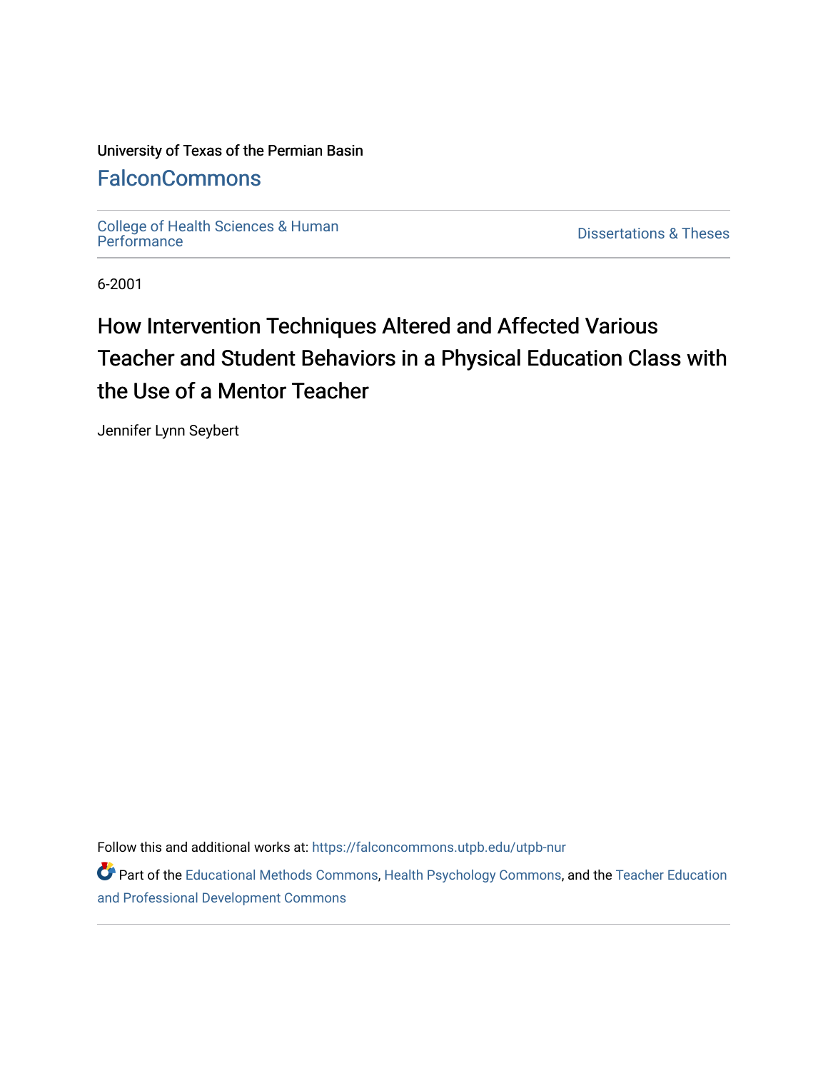University of Texas of the Permian Basin

## FalconCommons

College of Health Sciences & Human Performance

Dissertations & Theses

6-2001

# How Intervention Techniques Altered and Affected Various Teacher and Student Behaviors in a Physical Education Class with the Use of a Mentor Teacher

Jennifer Lynn Seybert

Follow this and additional works at: https://falconcommons.utpb.edu/utpb-nur

Part of the Educational Methods Commons, Health Psychology Commons, and the Teacher Education and Professional Development Commons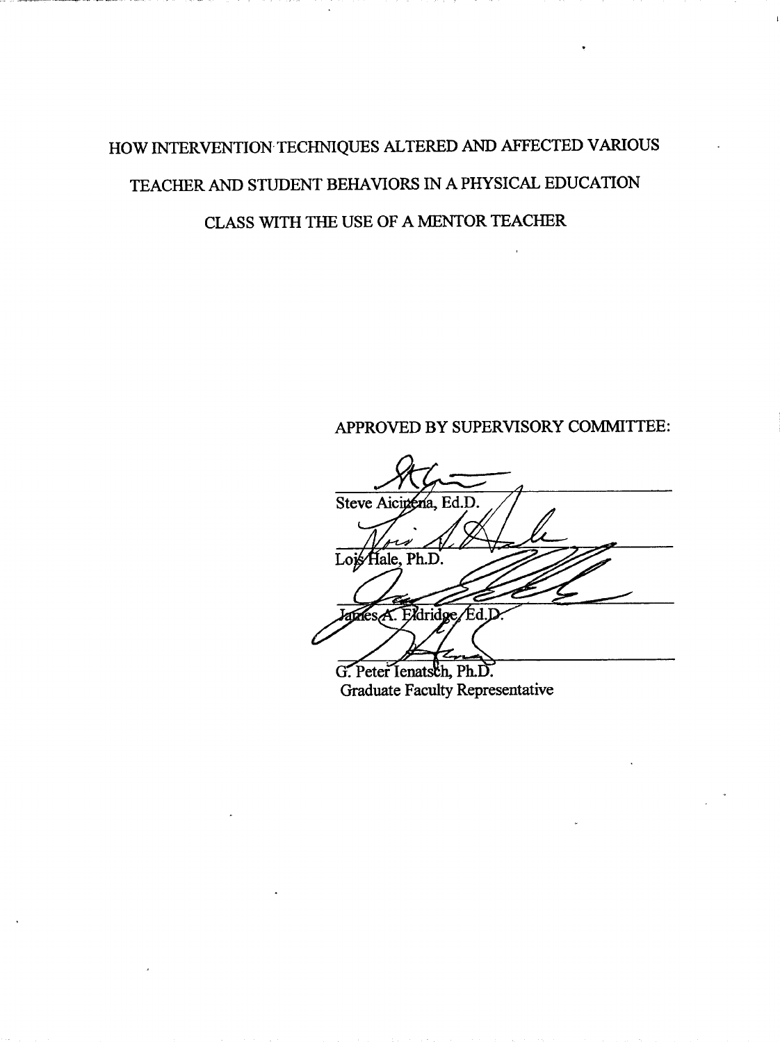HOW INTERVENTION TECHNIQUES ALTERED AND AFFECTED VARIOUS TEACHER AND STUDENT BEHAVIORS IN A PHYSICAL EDUCATION CLASS WITH THE USE OF A MENTOR TEACHER

APPROVED BY SUPERVISORY COMMITTEE:

Steve Aicinena, Ed.D.

Lois Hale, Ph.D.

James A. Eldridge, Ed.D.

G. Peter Ienatsch, Ph.D.
Graduate Faculty Representative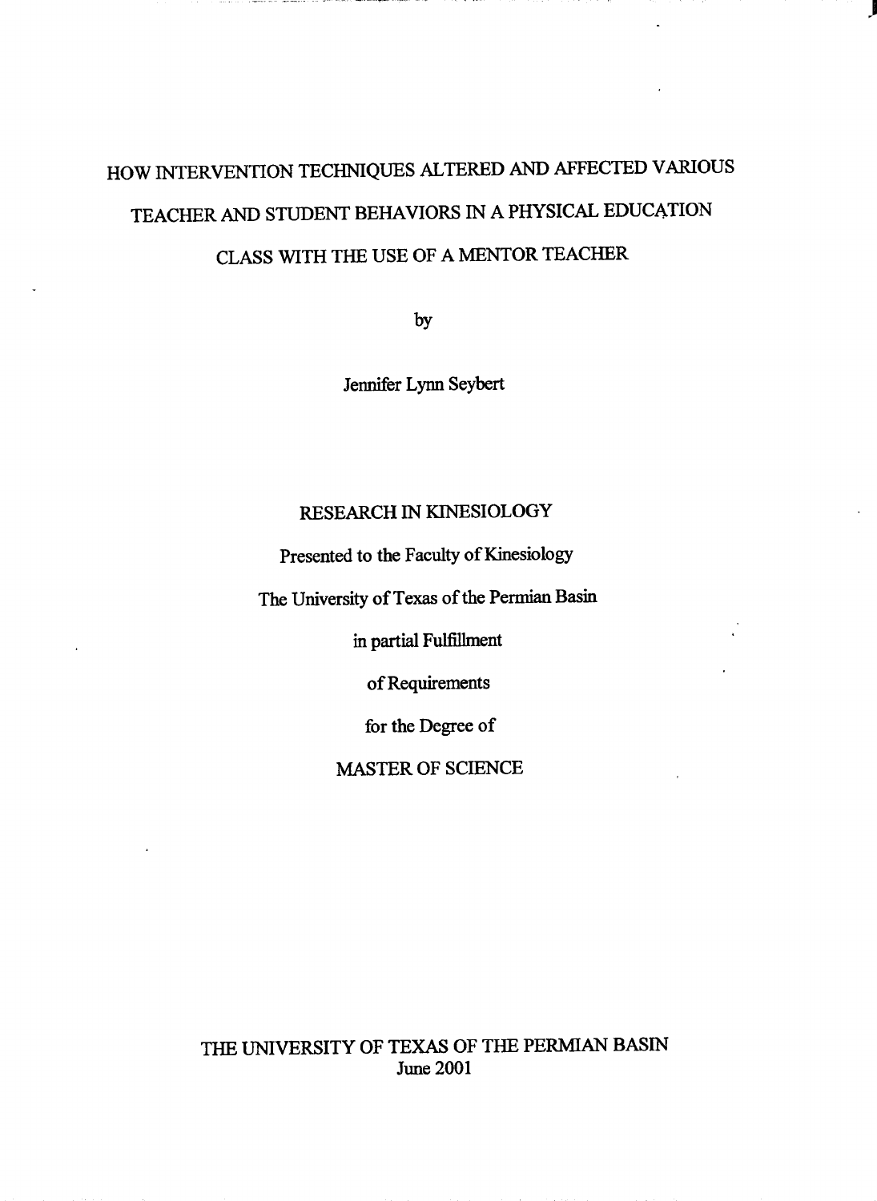# HOW INTERVENTION TECHNIQUES ALTERED AND AFFECTED VARIOUS TEACHER AND STUDENT BEHAVIORS IN A PHYSICAL EDUCATION CLASS WITH THE USE OF A MENTOR TEACHER

by

Jennifer Lynn Seybert

RESEARCH IN KINESIOLOGY

Presented to the Faculty of Kinesiology

The University of Texas of the Permian Basin

in partial Fulfillment

of Requirements

for the Degree of

MASTER OF SCIENCE

THE UNIVERSITY OF TEXAS OF THE PERMIAN BASIN
June 2001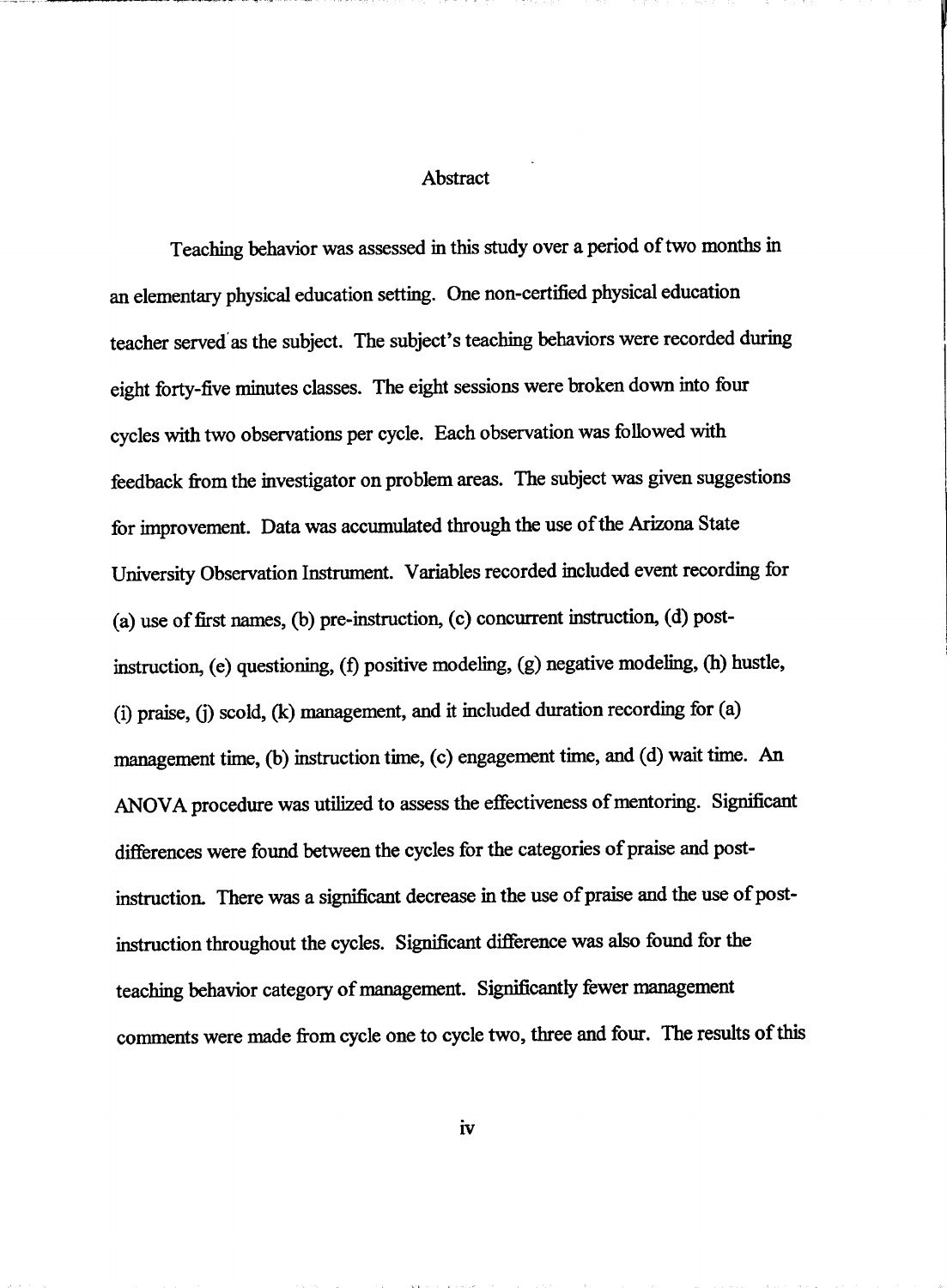# Abstract

Teaching behavior was assessed in this study over a period of two months in an elementary physical education setting. One non-certified physical education teacher served as the subject. The subject's teaching behaviors were recorded during eight forty-five minutes classes. The eight sessions were broken down into four cycles with two observations per cycle. Each observation was followed with feedback from the investigator on problem areas. The subject was given suggestions for improvement. Data was accumulated through the use of the Arizona State University Observation Instrument. Variables recorded included event recording for (a) use of first names, (b) pre-instruction, (c) concurrent instruction, (d) post-instruction, (e) questioning, (f) positive modeling, (g) negative modeling, (h) hustle, (i) praise, (j) scold, (k) management, and it included duration recording for (a) management time, (b) instruction time, (c) engagement time, and (d) wait time. An ANOVA procedure was utilized to assess the effectiveness of mentoring. Significant differences were found between the cycles for the categories of praise and post-instruction. There was a significant decrease in the use of praise and the use of post-instruction throughout the cycles. Significant difference was also found for the teaching behavior category of management. Significantly fewer management comments were made from cycle one to cycle two, three and four. The results of this